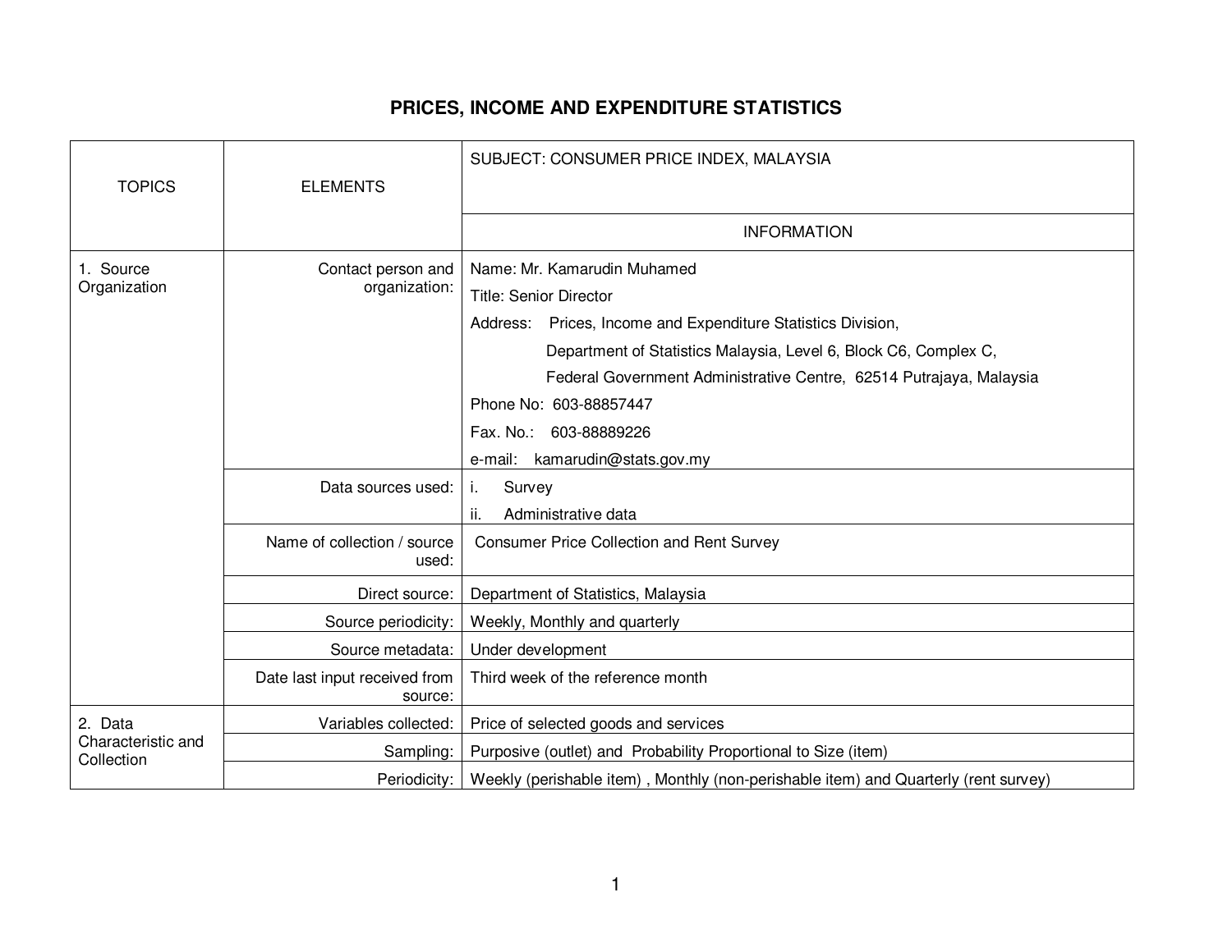# PRICES, INCOME AND EXPENDITURE STATISTICS

| TOPICS | ELEMENTS | SUBJECT: CONSUMER PRICE INDEX, MALAYSIA |
|---|---|---|
| | | INFORMATION |
| 1. Source Organization | Contact person and organization: | Name: Mr. Kamarudin Muhamed<br>Title: Senior Director<br>Address: Prices, Income and Expenditure Statistics Division, Department of Statistics Malaysia, Level 6, Block C6, Complex C, Federal Government Administrative Centre, 62514 Putrajaya, Malaysia<br>Phone No: 603-88857447<br>Fax. No.: 603-88889226<br>e-mail: kamarudin@stats.gov.my |
| | Data sources used: | i. Survey<br>ii. Administrative data |
| | Name of collection / source used: | Consumer Price Collection and Rent Survey |
| | Direct source: | Department of Statistics, Malaysia |
| | Source periodicity: | Weekly, Monthly and quarterly |
| | Source metadata: | Under development |
| | Date last input received from source: | Third week of the reference month |
| 2. Data Characteristic and Collection | Variables collected: | Price of selected goods and services |
| | Sampling: | Purposive (outlet) and Probability Proportional to Size (item) |
| | Periodicity: | Weekly (perishable item) , Monthly (non-perishable item) and Quarterly (rent survey) |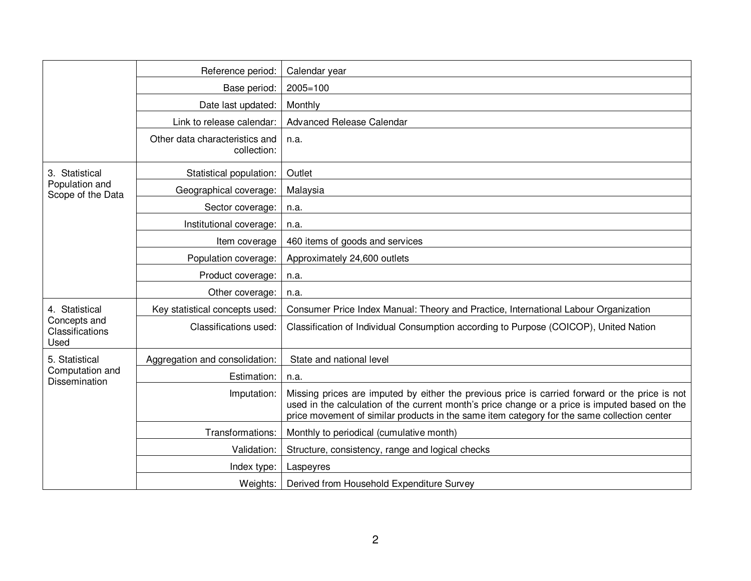| | | |
|---|---|---|
| | Reference period: | Calendar year |
| | Base period: | 2005=100 |
| | Date last updated: | Monthly |
| | Link to release calendar: | Advanced Release Calendar |
| | Other data characteristics and collection: | n.a. |
| 3. Statistical Population and Scope of the Data | Statistical population: | Outlet |
| | Geographical coverage: | Malaysia |
| | Sector coverage: | n.a. |
| | Institutional coverage: | n.a. |
| | Item coverage | 460 items of goods and services |
| | Population coverage: | Approximately 24,600 outlets |
| | Product coverage: | n.a. |
| | Other coverage: | n.a. |
| 4. Statistical Concepts and Classifications Used | Key statistical concepts used: | Consumer Price Index Manual: Theory and Practice, International Labour Organization |
| | Classifications used: | Classification of Individual Consumption according to Purpose (COICOP), United Nation |
| 5. Statistical Computation and Dissemination | Aggregation and consolidation: | State and national level |
| | Estimation: | n.a. |
| | Imputation: | Missing prices are imputed by either the previous price is carried forward or the price is not used in the calculation of the current month's price change or a price is imputed based on the price movement of similar products in the same item category for the same collection center |
| | Transformations: | Monthly to periodical (cumulative month) |
| | Validation: | Structure, consistency, range and logical checks |
| | Index type: | Laspeyres |
| | Weights: | Derived from Household Expenditure Survey |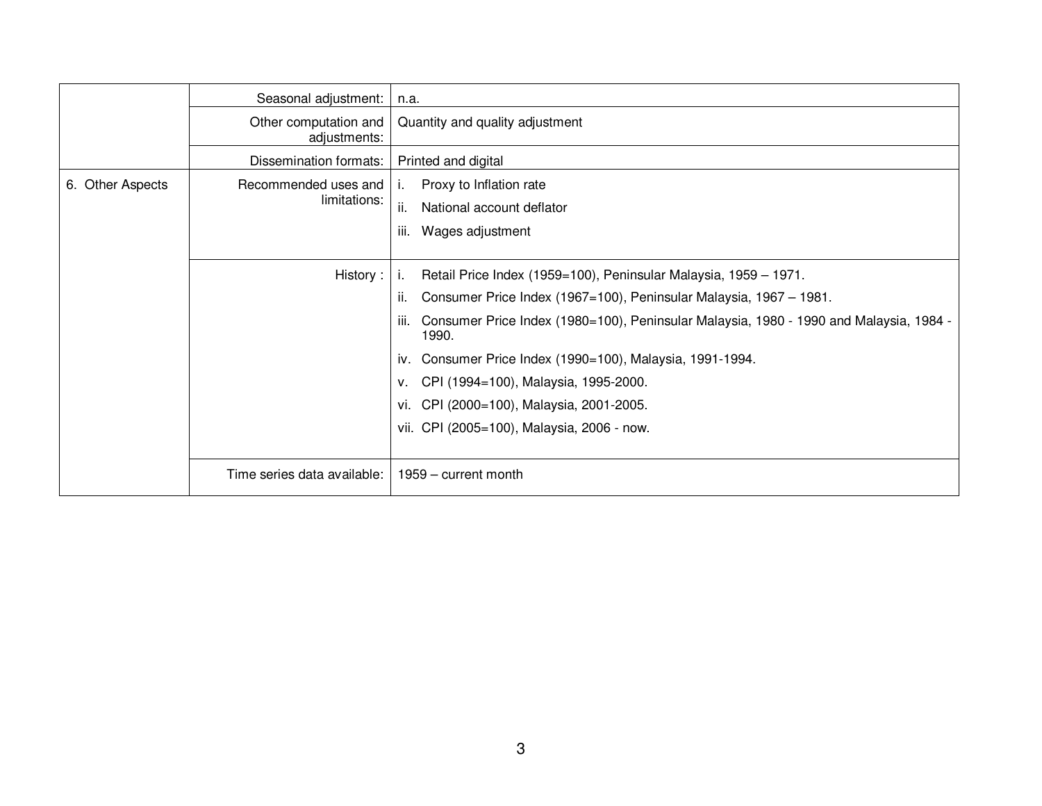| | | |
|---|---|---|
| | Seasonal adjustment: | n.a. |
| | Other computation and adjustments: | Quantity and quality adjustment |
| | Dissemination formats: | Printed and digital |
| 6. Other Aspects | Recommended uses and limitations: | i. Proxy to Inflation rate<br>ii. National account deflator<br>iii. Wages adjustment |
| | History : | i. Retail Price Index (1959=100), Peninsular Malaysia, 1959 – 1971.<br>ii. Consumer Price Index (1967=100), Peninsular Malaysia, 1967 – 1981.<br>iii. Consumer Price Index (1980=100), Peninsular Malaysia, 1980 - 1990 and Malaysia, 1984 - 1990.<br>iv. Consumer Price Index (1990=100), Malaysia, 1991-1994.<br>v. CPI (1994=100), Malaysia, 1995-2000.<br>vi. CPI (2000=100), Malaysia, 2001-2005.<br>vii. CPI (2005=100), Malaysia, 2006 - now. |
| | Time series data available: | 1959 – current month |